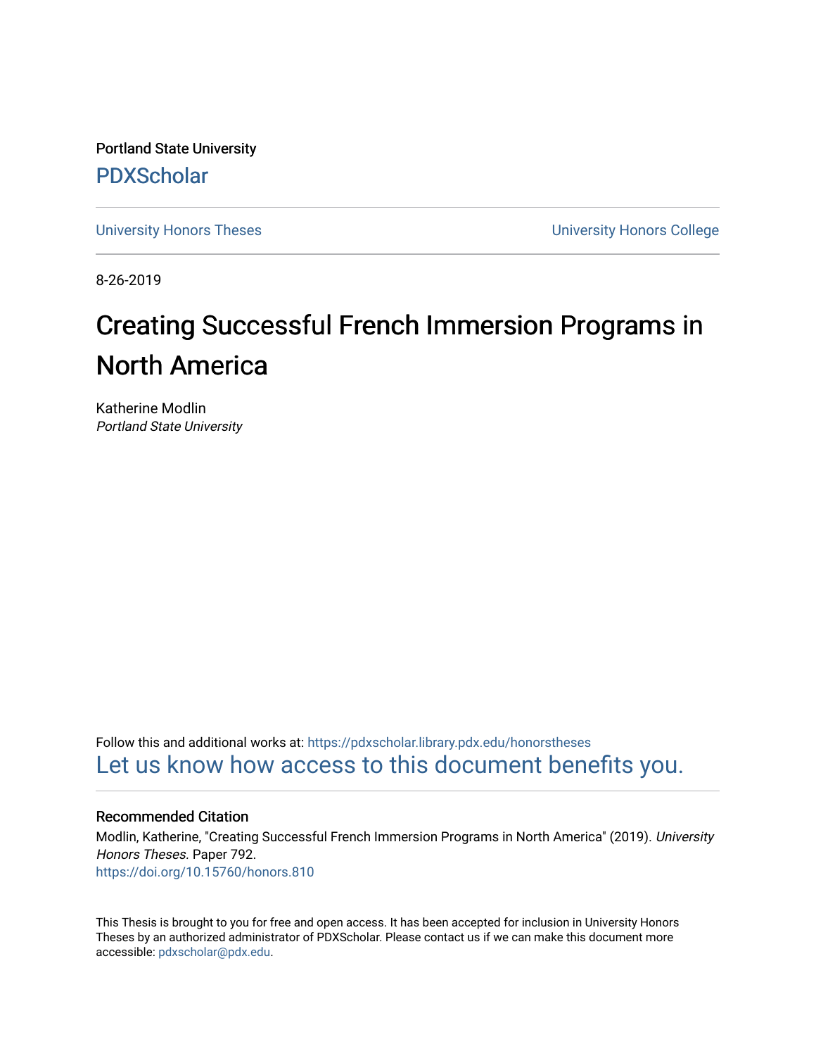Portland State University

PDXScholar

University Honors Theses

University Honors College

8-26-2019

# Creating Successful French Immersion Programs in North America

Katherine Modlin
*Portland State University*

Follow this and additional works at: https://pdxscholar.library.pdx.edu/honorstheses
Let us know how access to this document benefits you.

## Recommended Citation

Modlin, Katherine, "Creating Successful French Immersion Programs in North America" (2019). *University Honors Theses.* Paper 792.
https://doi.org/10.15760/honors.810

This Thesis is brought to you for free and open access. It has been accepted for inclusion in University Honors Theses by an authorized administrator of PDXScholar. Please contact us if we can make this document more accessible: pdxscholar@pdx.edu.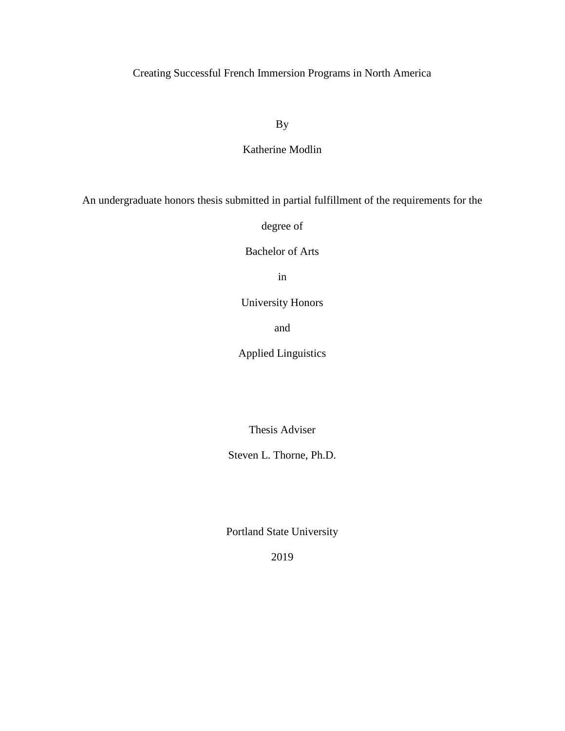# Creating Successful French Immersion Programs in North America

By

Katherine Modlin

An undergraduate honors thesis submitted in partial fulfillment of the requirements for the degree of

Bachelor of Arts

in

University Honors

and

Applied Linguistics

Thesis Adviser

Steven L. Thorne, Ph.D.

Portland State University

2019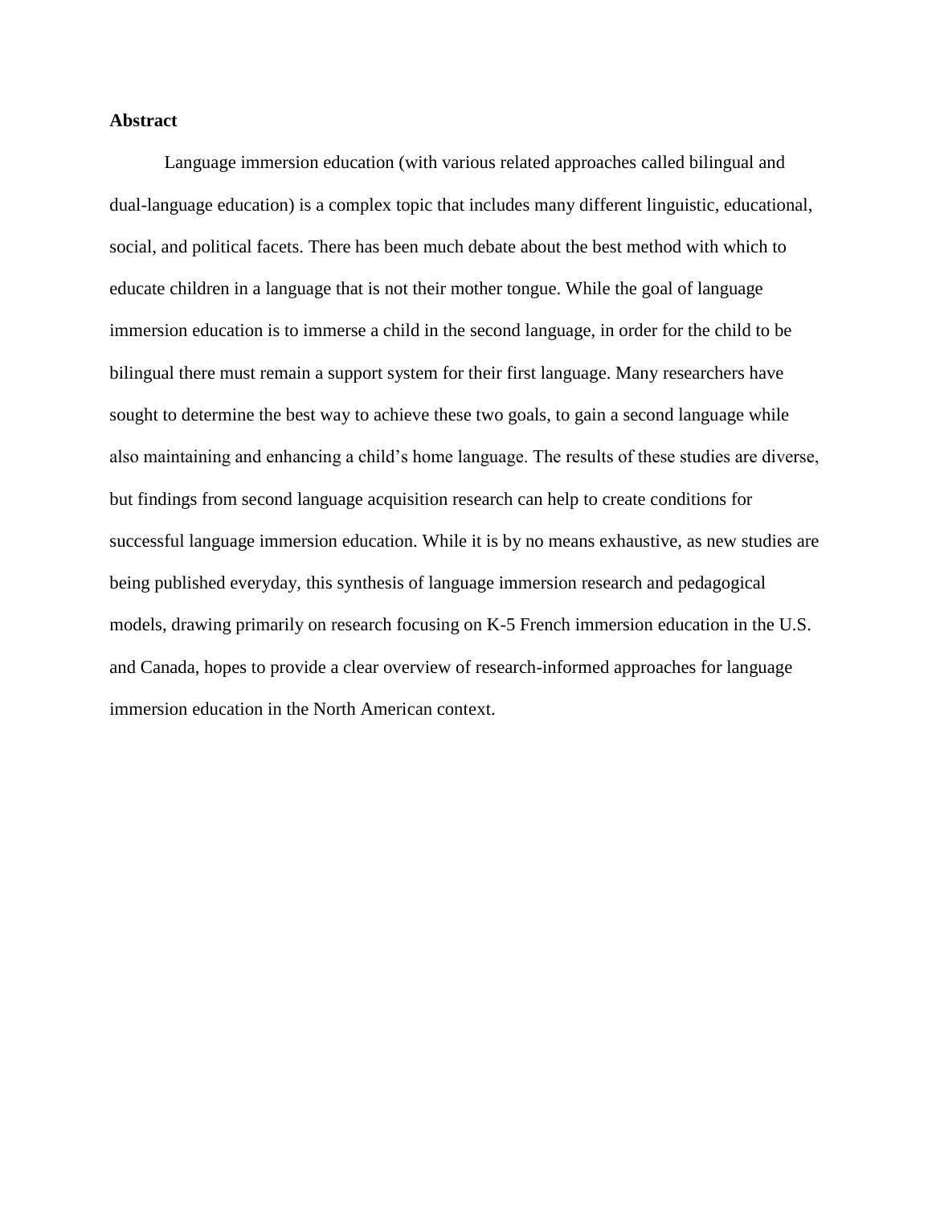**Abstract**

Language immersion education (with various related approaches called bilingual and dual-language education) is a complex topic that includes many different linguistic, educational, social, and political facets. There has been much debate about the best method with which to educate children in a language that is not their mother tongue. While the goal of language immersion education is to immerse a child in the second language, in order for the child to be bilingual there must remain a support system for their first language. Many researchers have sought to determine the best way to achieve these two goals, to gain a second language while also maintaining and enhancing a child's home language. The results of these studies are diverse, but findings from second language acquisition research can help to create conditions for successful language immersion education. While it is by no means exhaustive, as new studies are being published everyday, this synthesis of language immersion research and pedagogical models, drawing primarily on research focusing on K-5 French immersion education in the U.S. and Canada, hopes to provide a clear overview of research-informed approaches for language immersion education in the North American context.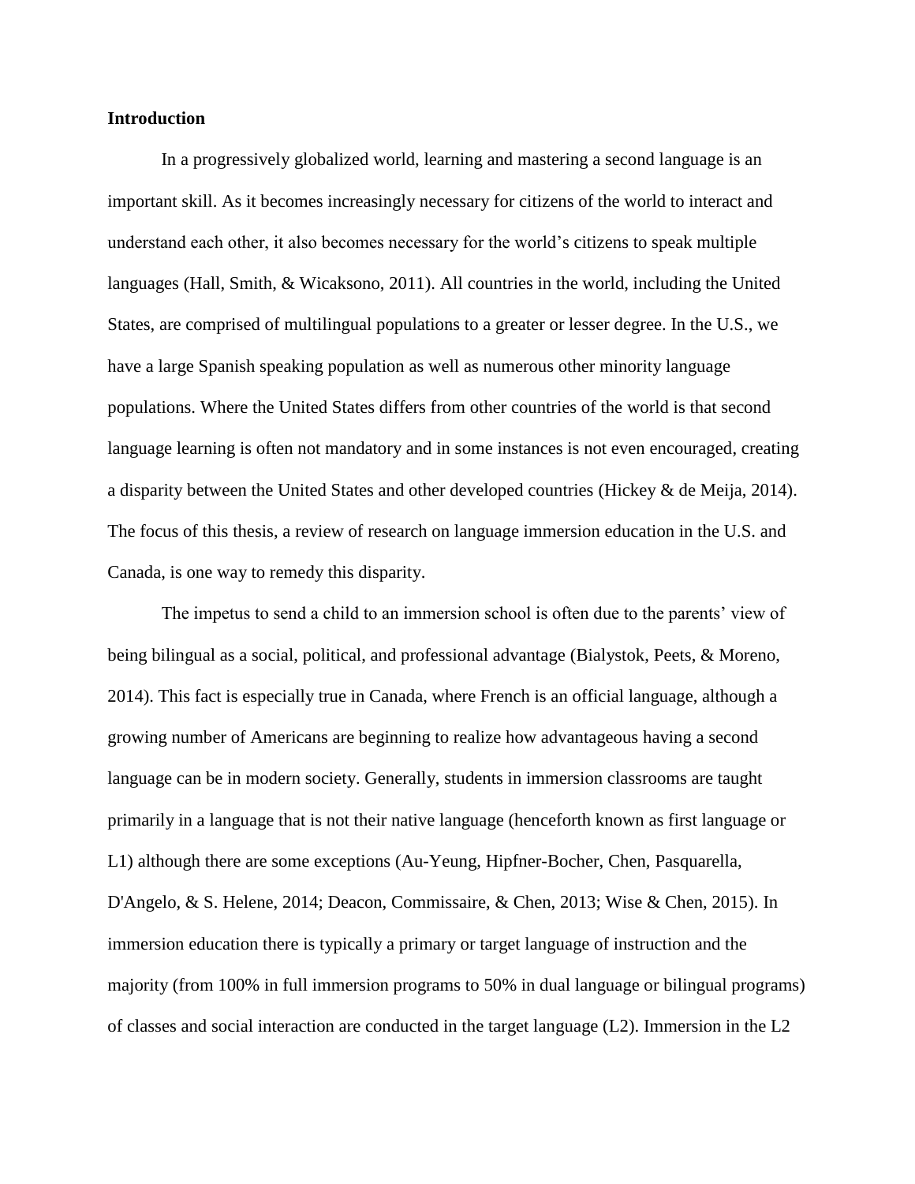**Introduction**

In a progressively globalized world, learning and mastering a second language is an important skill. As it becomes increasingly necessary for citizens of the world to interact and understand each other, it also becomes necessary for the world's citizens to speak multiple languages (Hall, Smith, & Wicaksono, 2011). All countries in the world, including the United States, are comprised of multilingual populations to a greater or lesser degree. In the U.S., we have a large Spanish speaking population as well as numerous other minority language populations. Where the United States differs from other countries of the world is that second language learning is often not mandatory and in some instances is not even encouraged, creating a disparity between the United States and other developed countries (Hickey & de Meija, 2014). The focus of this thesis, a review of research on language immersion education in the U.S. and Canada, is one way to remedy this disparity.

The impetus to send a child to an immersion school is often due to the parents' view of being bilingual as a social, political, and professional advantage (Bialystok, Peets, & Moreno, 2014). This fact is especially true in Canada, where French is an official language, although a growing number of Americans are beginning to realize how advantageous having a second language can be in modern society. Generally, students in immersion classrooms are taught primarily in a language that is not their native language (henceforth known as first language or L1) although there are some exceptions (Au-Yeung, Hipfner-Bocher, Chen, Pasquarella, D'Angelo, & S. Helene, 2014; Deacon, Commissaire, & Chen, 2013; Wise & Chen, 2015). In immersion education there is typically a primary or target language of instruction and the majority (from 100% in full immersion programs to 50% in dual language or bilingual programs) of classes and social interaction are conducted in the target language (L2). Immersion in the L2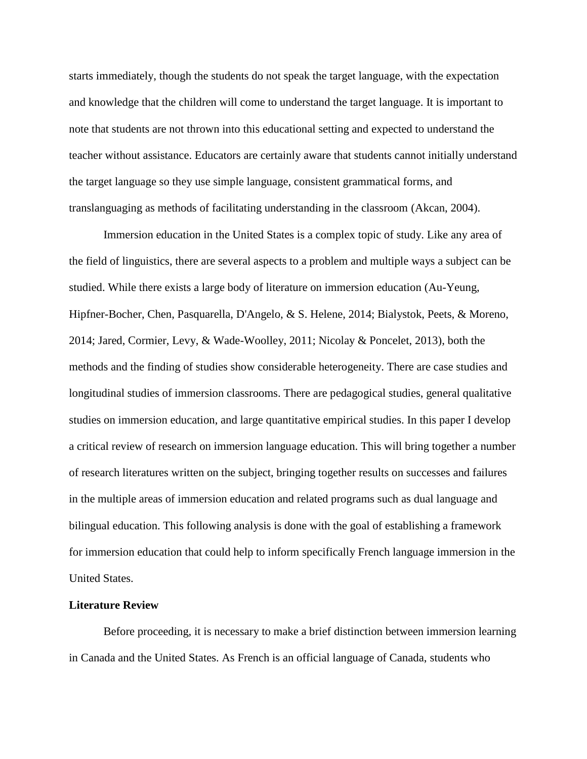starts immediately, though the students do not speak the target language, with the expectation and knowledge that the children will come to understand the target language. It is important to note that students are not thrown into this educational setting and expected to understand the teacher without assistance. Educators are certainly aware that students cannot initially understand the target language so they use simple language, consistent grammatical forms, and translanguaging as methods of facilitating understanding in the classroom (Akcan, 2004).

Immersion education in the United States is a complex topic of study. Like any area of the field of linguistics, there are several aspects to a problem and multiple ways a subject can be studied. While there exists a large body of literature on immersion education (Au-Yeung, Hipfner-Bocher, Chen, Pasquarella, D'Angelo, & S. Helene, 2014; Bialystok, Peets, & Moreno, 2014; Jared, Cormier, Levy, & Wade-Woolley, 2011; Nicolay & Poncelet, 2013), both the methods and the finding of studies show considerable heterogeneity. There are case studies and longitudinal studies of immersion classrooms. There are pedagogical studies, general qualitative studies on immersion education, and large quantitative empirical studies. In this paper I develop a critical review of research on immersion language education. This will bring together a number of research literatures written on the subject, bringing together results on successes and failures in the multiple areas of immersion education and related programs such as dual language and bilingual education. This following analysis is done with the goal of establishing a framework for immersion education that could help to inform specifically French language immersion in the United States.

## Literature Review

Before proceeding, it is necessary to make a brief distinction between immersion learning in Canada and the United States. As French is an official language of Canada, students who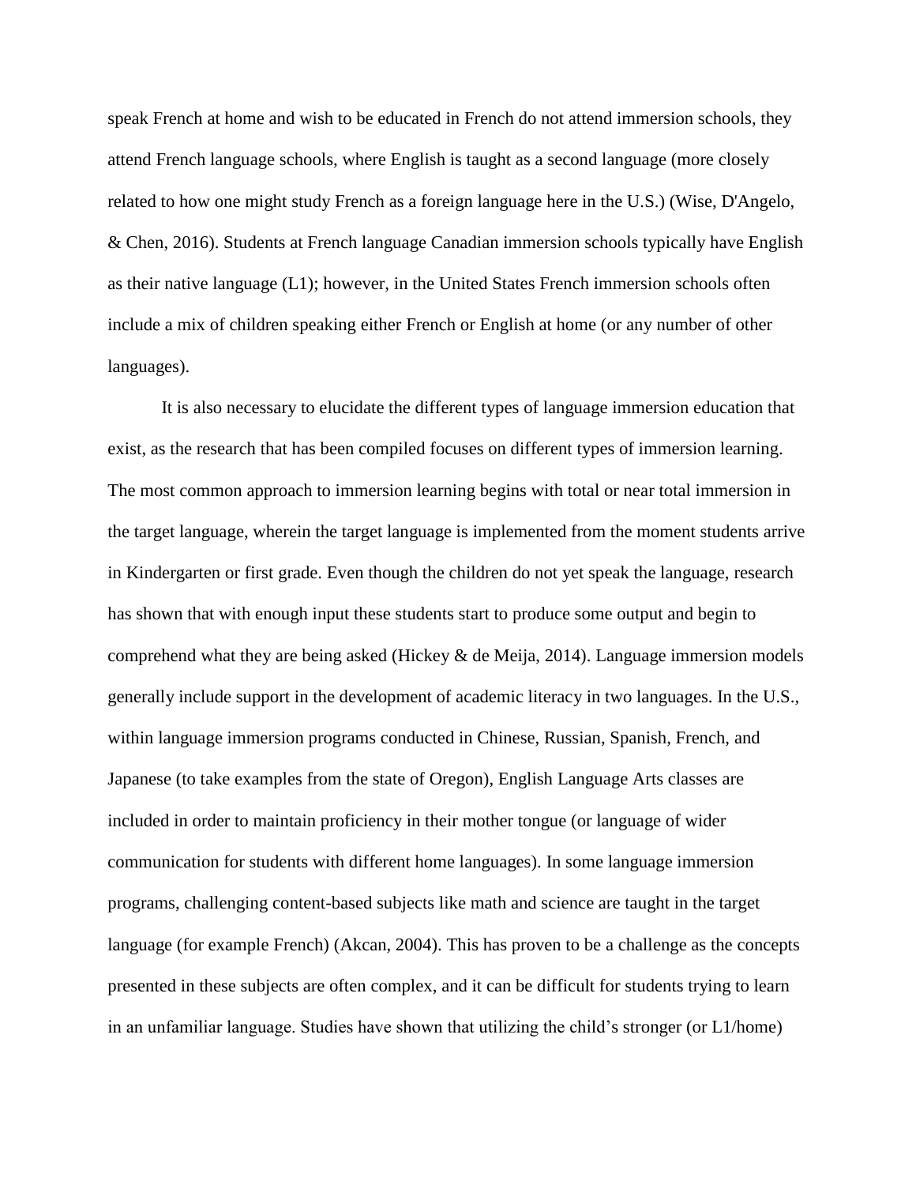speak French at home and wish to be educated in French do not attend immersion schools, they attend French language schools, where English is taught as a second language (more closely related to how one might study French as a foreign language here in the U.S.) (Wise, D'Angelo, & Chen, 2016). Students at French language Canadian immersion schools typically have English as their native language (L1); however, in the United States French immersion schools often include a mix of children speaking either French or English at home (or any number of other languages).

It is also necessary to elucidate the different types of language immersion education that exist, as the research that has been compiled focuses on different types of immersion learning. The most common approach to immersion learning begins with total or near total immersion in the target language, wherein the target language is implemented from the moment students arrive in Kindergarten or first grade. Even though the children do not yet speak the language, research has shown that with enough input these students start to produce some output and begin to comprehend what they are being asked (Hickey & de Meija, 2014). Language immersion models generally include support in the development of academic literacy in two languages. In the U.S., within language immersion programs conducted in Chinese, Russian, Spanish, French, and Japanese (to take examples from the state of Oregon), English Language Arts classes are included in order to maintain proficiency in their mother tongue (or language of wider communication for students with different home languages). In some language immersion programs, challenging content-based subjects like math and science are taught in the target language (for example French) (Akcan, 2004). This has proven to be a challenge as the concepts presented in these subjects are often complex, and it can be difficult for students trying to learn in an unfamiliar language. Studies have shown that utilizing the child's stronger (or L1/home)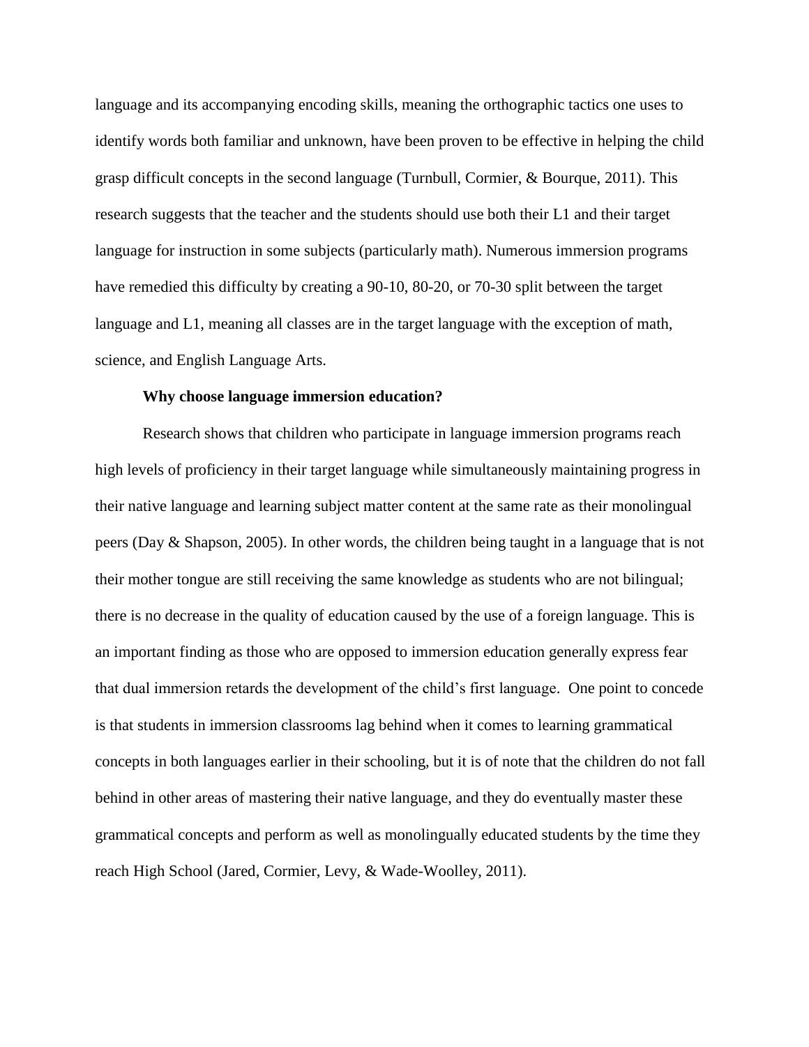language and its accompanying encoding skills, meaning the orthographic tactics one uses to identify words both familiar and unknown, have been proven to be effective in helping the child grasp difficult concepts in the second language (Turnbull, Cormier, & Bourque, 2011). This research suggests that the teacher and the students should use both their L1 and their target language for instruction in some subjects (particularly math). Numerous immersion programs have remedied this difficulty by creating a 90-10, 80-20, or 70-30 split between the target language and L1, meaning all classes are in the target language with the exception of math, science, and English Language Arts.

**Why choose language immersion education?**

Research shows that children who participate in language immersion programs reach high levels of proficiency in their target language while simultaneously maintaining progress in their native language and learning subject matter content at the same rate as their monolingual peers (Day & Shapson, 2005). In other words, the children being taught in a language that is not their mother tongue are still receiving the same knowledge as students who are not bilingual; there is no decrease in the quality of education caused by the use of a foreign language. This is an important finding as those who are opposed to immersion education generally express fear that dual immersion retards the development of the child's first language. One point to concede is that students in immersion classrooms lag behind when it comes to learning grammatical concepts in both languages earlier in their schooling, but it is of note that the children do not fall behind in other areas of mastering their native language, and they do eventually master these grammatical concepts and perform as well as monolingually educated students by the time they reach High School (Jared, Cormier, Levy, & Wade-Woolley, 2011).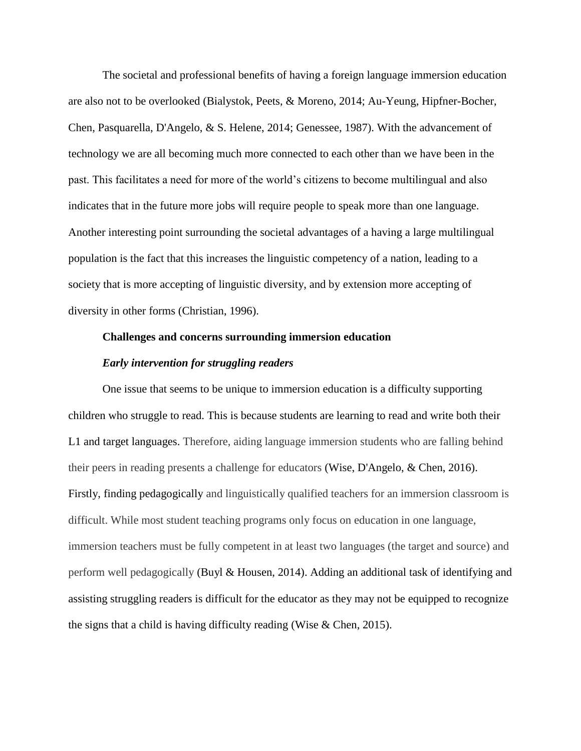The societal and professional benefits of having a foreign language immersion education are also not to be overlooked (Bialystok, Peets, & Moreno, 2014; Au-Yeung, Hipfner-Bocher, Chen, Pasquarella, D'Angelo, & S. Helene, 2014; Genessee, 1987). With the advancement of technology we are all becoming much more connected to each other than we have been in the past. This facilitates a need for more of the world's citizens to become multilingual and also indicates that in the future more jobs will require people to speak more than one language. Another interesting point surrounding the societal advantages of a having a large multilingual population is the fact that this increases the linguistic competency of a nation, leading to a society that is more accepting of linguistic diversity, and by extension more accepting of diversity in other forms (Christian, 1996).

## Challenges and concerns surrounding immersion education

### *Early intervention for struggling readers*

One issue that seems to be unique to immersion education is a difficulty supporting children who struggle to read. This is because students are learning to read and write both their L1 and target languages. Therefore, aiding language immersion students who are falling behind their peers in reading presents a challenge for educators (Wise, D'Angelo, & Chen, 2016). Firstly, finding pedagogically and linguistically qualified teachers for an immersion classroom is difficult. While most student teaching programs only focus on education in one language, immersion teachers must be fully competent in at least two languages (the target and source) and perform well pedagogically (Buyl & Housen, 2014). Adding an additional task of identifying and assisting struggling readers is difficult for the educator as they may not be equipped to recognize the signs that a child is having difficulty reading (Wise & Chen, 2015).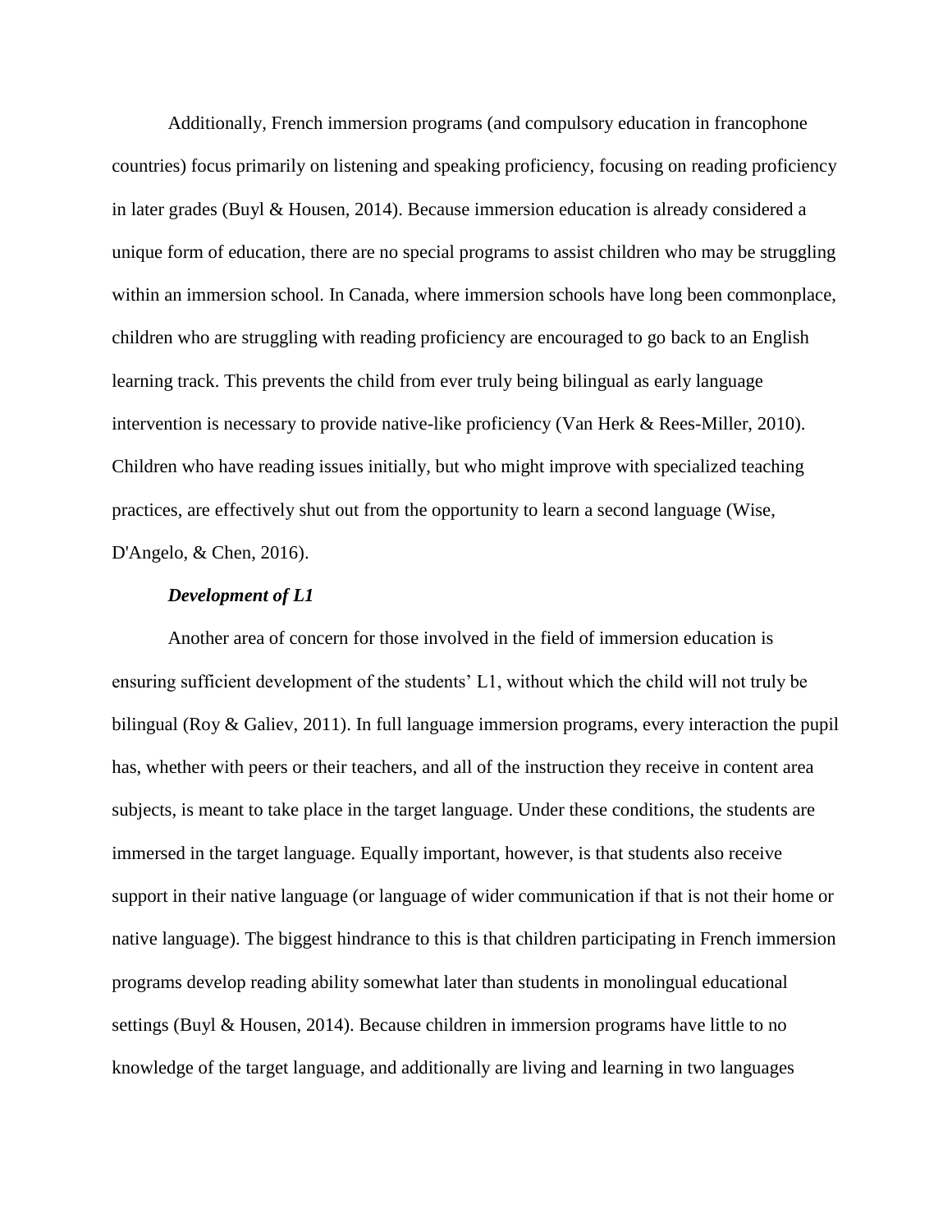Additionally, French immersion programs (and compulsory education in francophone countries) focus primarily on listening and speaking proficiency, focusing on reading proficiency in later grades (Buyl & Housen, 2014). Because immersion education is already considered a unique form of education, there are no special programs to assist children who may be struggling within an immersion school. In Canada, where immersion schools have long been commonplace, children who are struggling with reading proficiency are encouraged to go back to an English learning track. This prevents the child from ever truly being bilingual as early language intervention is necessary to provide native-like proficiency (Van Herk & Rees-Miller, 2010). Children who have reading issues initially, but who might improve with specialized teaching practices, are effectively shut out from the opportunity to learn a second language (Wise, D'Angelo, & Chen, 2016).

### *Development of L1*

Another area of concern for those involved in the field of immersion education is ensuring sufficient development of the students' L1, without which the child will not truly be bilingual (Roy & Galiev, 2011). In full language immersion programs, every interaction the pupil has, whether with peers or their teachers, and all of the instruction they receive in content area subjects, is meant to take place in the target language. Under these conditions, the students are immersed in the target language. Equally important, however, is that students also receive support in their native language (or language of wider communication if that is not their home or native language). The biggest hindrance to this is that children participating in French immersion programs develop reading ability somewhat later than students in monolingual educational settings (Buyl & Housen, 2014). Because children in immersion programs have little to no knowledge of the target language, and additionally are living and learning in two languages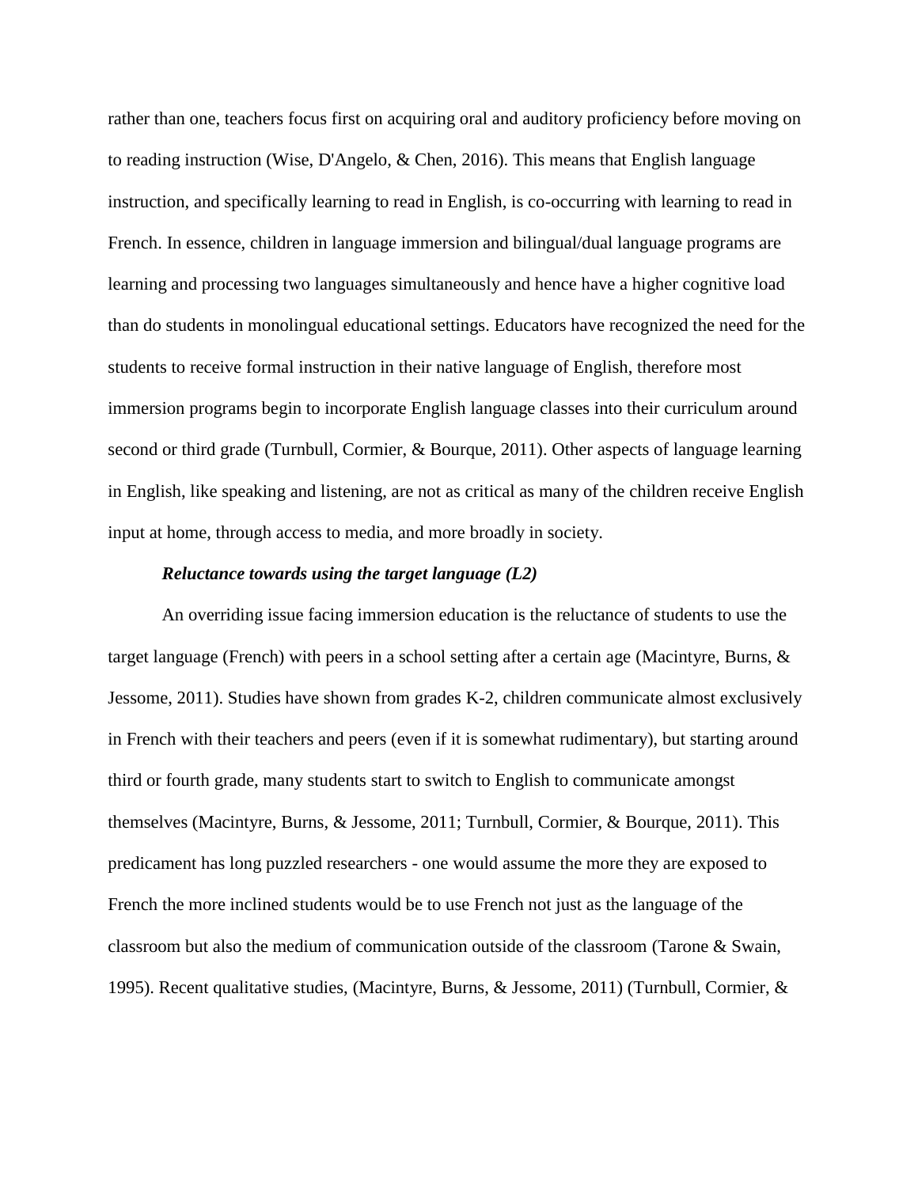rather than one, teachers focus first on acquiring oral and auditory proficiency before moving on to reading instruction (Wise, D'Angelo, & Chen, 2016). This means that English language instruction, and specifically learning to read in English, is co-occurring with learning to read in French. In essence, children in language immersion and bilingual/dual language programs are learning and processing two languages simultaneously and hence have a higher cognitive load than do students in monolingual educational settings. Educators have recognized the need for the students to receive formal instruction in their native language of English, therefore most immersion programs begin to incorporate English language classes into their curriculum around second or third grade (Turnbull, Cormier, & Bourque, 2011). Other aspects of language learning in English, like speaking and listening, are not as critical as many of the children receive English input at home, through access to media, and more broadly in society.

***Reluctance towards using the target language (L2)***

An overriding issue facing immersion education is the reluctance of students to use the target language (French) with peers in a school setting after a certain age (Macintyre, Burns, & Jessome, 2011). Studies have shown from grades K-2, children communicate almost exclusively in French with their teachers and peers (even if it is somewhat rudimentary), but starting around third or fourth grade, many students start to switch to English to communicate amongst themselves (Macintyre, Burns, & Jessome, 2011; Turnbull, Cormier, & Bourque, 2011). This predicament has long puzzled researchers - one would assume the more they are exposed to French the more inclined students would be to use French not just as the language of the classroom but also the medium of communication outside of the classroom (Tarone & Swain, 1995). Recent qualitative studies, (Macintyre, Burns, & Jessome, 2011) (Turnbull, Cormier, &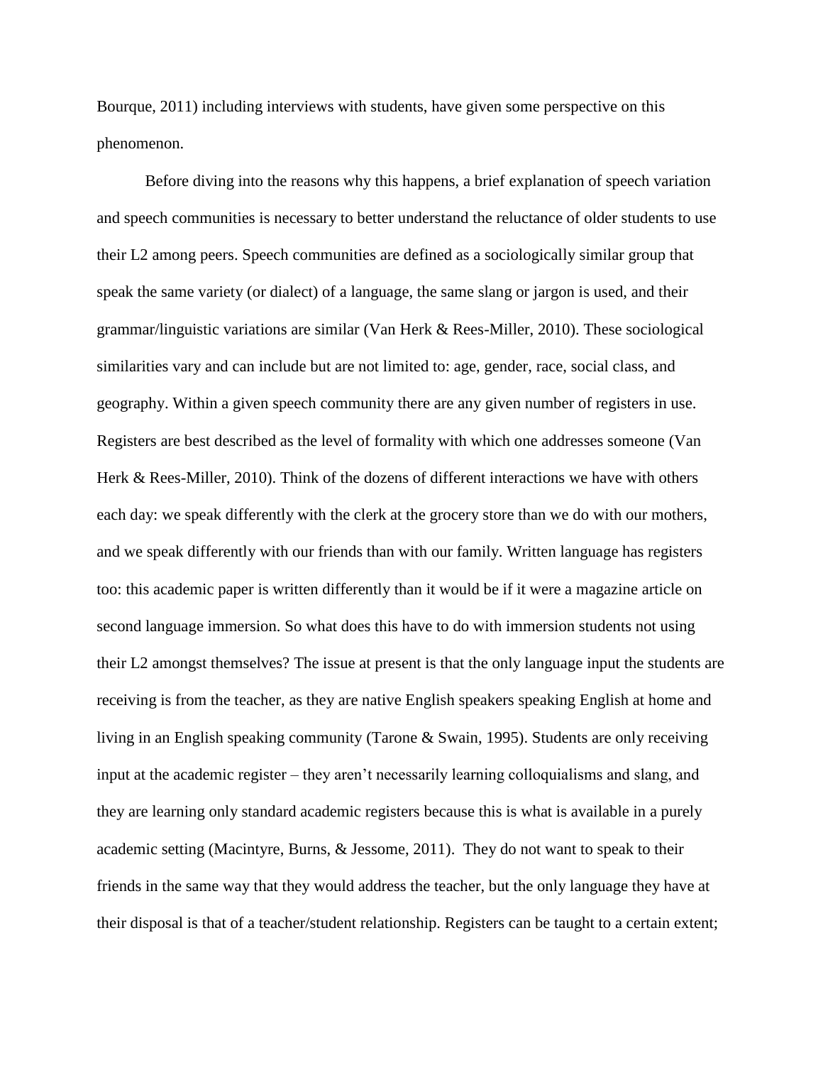Bourque, 2011) including interviews with students, have given some perspective on this phenomenon.

Before diving into the reasons why this happens, a brief explanation of speech variation and speech communities is necessary to better understand the reluctance of older students to use their L2 among peers. Speech communities are defined as a sociologically similar group that speak the same variety (or dialect) of a language, the same slang or jargon is used, and their grammar/linguistic variations are similar (Van Herk & Rees-Miller, 2010). These sociological similarities vary and can include but are not limited to: age, gender, race, social class, and geography. Within a given speech community there are any given number of registers in use. Registers are best described as the level of formality with which one addresses someone (Van Herk & Rees-Miller, 2010). Think of the dozens of different interactions we have with others each day: we speak differently with the clerk at the grocery store than we do with our mothers, and we speak differently with our friends than with our family. Written language has registers too: this academic paper is written differently than it would be if it were a magazine article on second language immersion. So what does this have to do with immersion students not using their L2 amongst themselves? The issue at present is that the only language input the students are receiving is from the teacher, as they are native English speakers speaking English at home and living in an English speaking community (Tarone & Swain, 1995). Students are only receiving input at the academic register – they aren't necessarily learning colloquialisms and slang, and they are learning only standard academic registers because this is what is available in a purely academic setting (Macintyre, Burns, & Jessome, 2011). They do not want to speak to their friends in the same way that they would address the teacher, but the only language they have at their disposal is that of a teacher/student relationship. Registers can be taught to a certain extent;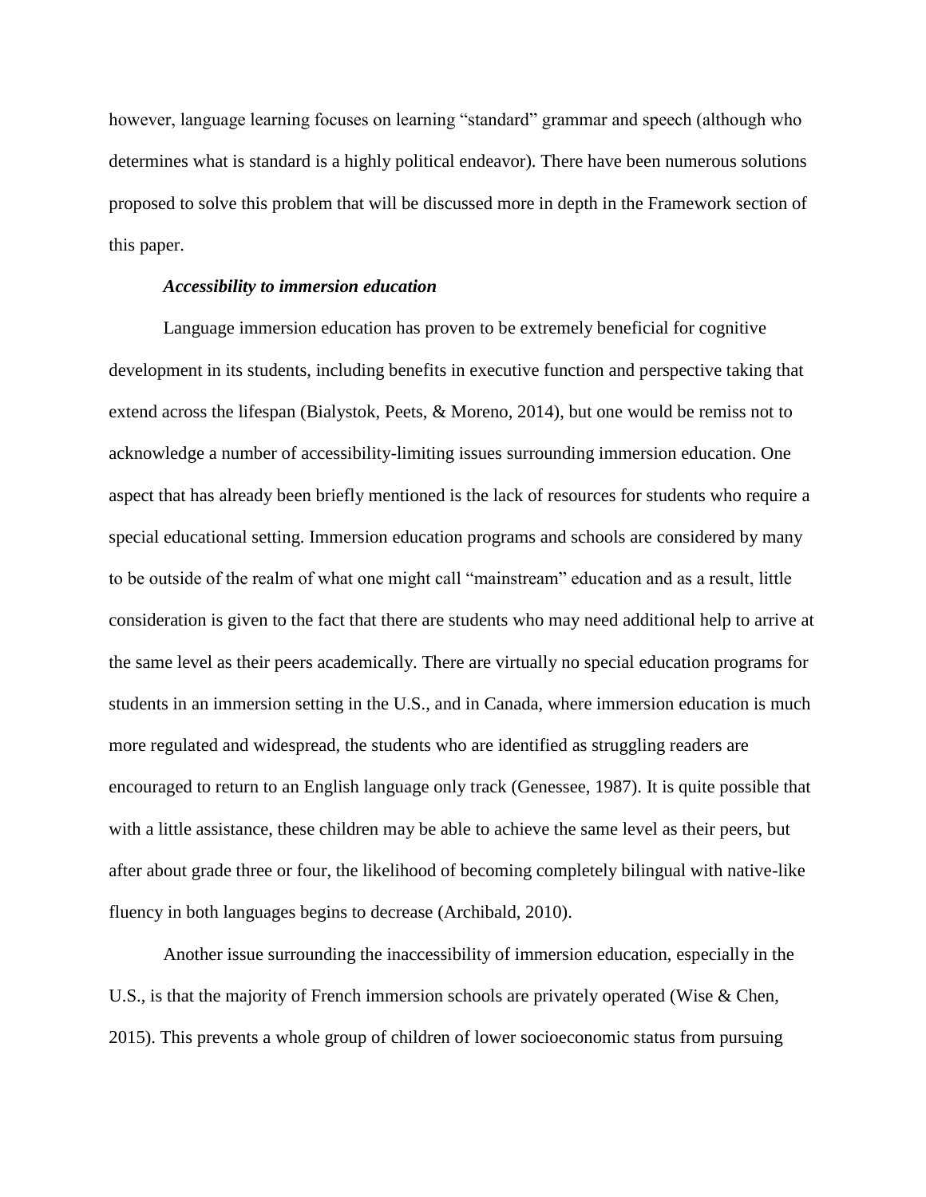however, language learning focuses on learning "standard" grammar and speech (although who determines what is standard is a highly political endeavor). There have been numerous solutions proposed to solve this problem that will be discussed more in depth in the Framework section of this paper.

***Accessibility to immersion education***

Language immersion education has proven to be extremely beneficial for cognitive development in its students, including benefits in executive function and perspective taking that extend across the lifespan (Bialystok, Peets, & Moreno, 2014), but one would be remiss not to acknowledge a number of accessibility-limiting issues surrounding immersion education. One aspect that has already been briefly mentioned is the lack of resources for students who require a special educational setting. Immersion education programs and schools are considered by many to be outside of the realm of what one might call "mainstream" education and as a result, little consideration is given to the fact that there are students who may need additional help to arrive at the same level as their peers academically. There are virtually no special education programs for students in an immersion setting in the U.S., and in Canada, where immersion education is much more regulated and widespread, the students who are identified as struggling readers are encouraged to return to an English language only track (Genessee, 1987). It is quite possible that with a little assistance, these children may be able to achieve the same level as their peers, but after about grade three or four, the likelihood of becoming completely bilingual with native-like fluency in both languages begins to decrease (Archibald, 2010).

Another issue surrounding the inaccessibility of immersion education, especially in the U.S., is that the majority of French immersion schools are privately operated (Wise & Chen, 2015). This prevents a whole group of children of lower socioeconomic status from pursuing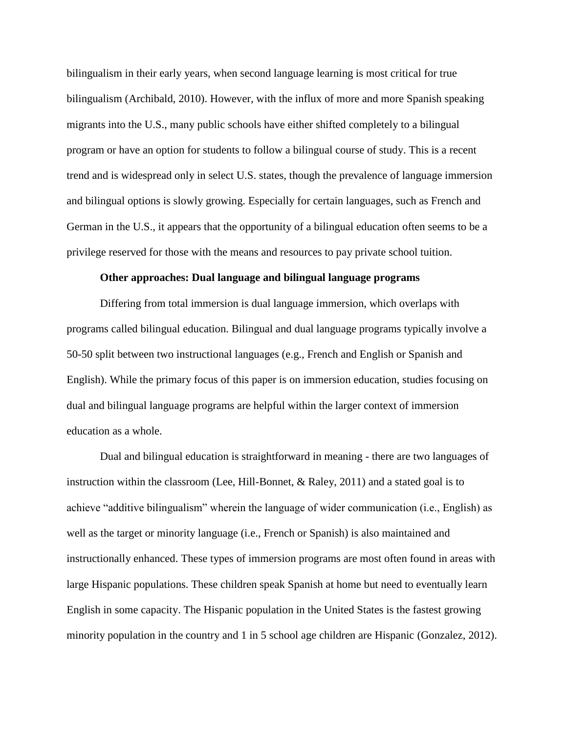bilingualism in their early years, when second language learning is most critical for true bilingualism (Archibald, 2010). However, with the influx of more and more Spanish speaking migrants into the U.S., many public schools have either shifted completely to a bilingual program or have an option for students to follow a bilingual course of study. This is a recent trend and is widespread only in select U.S. states, though the prevalence of language immersion and bilingual options is slowly growing. Especially for certain languages, such as French and German in the U.S., it appears that the opportunity of a bilingual education often seems to be a privilege reserved for those with the means and resources to pay private school tuition.

**Other approaches: Dual language and bilingual language programs**

Differing from total immersion is dual language immersion, which overlaps with programs called bilingual education. Bilingual and dual language programs typically involve a 50-50 split between two instructional languages (e.g., French and English or Spanish and English). While the primary focus of this paper is on immersion education, studies focusing on dual and bilingual language programs are helpful within the larger context of immersion education as a whole.

Dual and bilingual education is straightforward in meaning - there are two languages of instruction within the classroom (Lee, Hill-Bonnet, & Raley, 2011) and a stated goal is to achieve "additive bilingualism" wherein the language of wider communication (i.e., English) as well as the target or minority language (i.e., French or Spanish) is also maintained and instructionally enhanced. These types of immersion programs are most often found in areas with large Hispanic populations. These children speak Spanish at home but need to eventually learn English in some capacity. The Hispanic population in the United States is the fastest growing minority population in the country and 1 in 5 school age children are Hispanic (Gonzalez, 2012).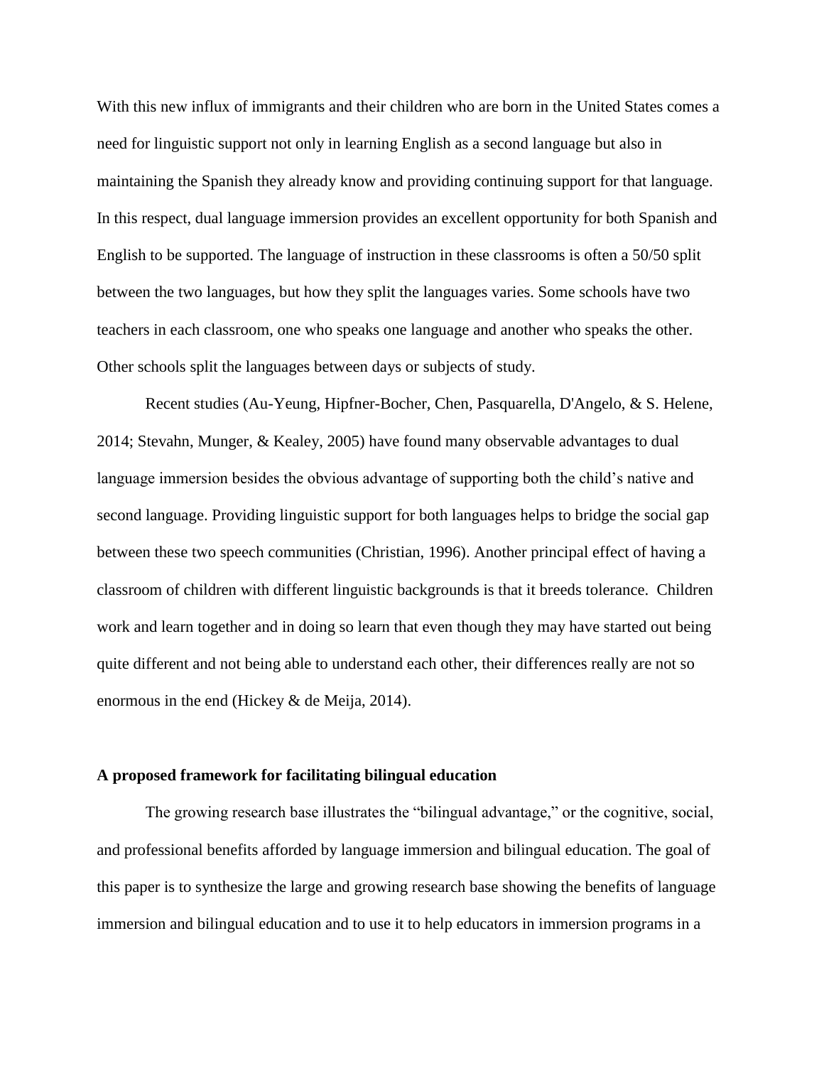With this new influx of immigrants and their children who are born in the United States comes a need for linguistic support not only in learning English as a second language but also in maintaining the Spanish they already know and providing continuing support for that language. In this respect, dual language immersion provides an excellent opportunity for both Spanish and English to be supported. The language of instruction in these classrooms is often a 50/50 split between the two languages, but how they split the languages varies. Some schools have two teachers in each classroom, one who speaks one language and another who speaks the other. Other schools split the languages between days or subjects of study.

Recent studies (Au-Yeung, Hipfner-Bocher, Chen, Pasquarella, D'Angelo, & S. Helene, 2014; Stevahn, Munger, & Kealey, 2005) have found many observable advantages to dual language immersion besides the obvious advantage of supporting both the child's native and second language. Providing linguistic support for both languages helps to bridge the social gap between these two speech communities (Christian, 1996). Another principal effect of having a classroom of children with different linguistic backgrounds is that it breeds tolerance. Children work and learn together and in doing so learn that even though they may have started out being quite different and not being able to understand each other, their differences really are not so enormous in the end (Hickey & de Meija, 2014).

**A proposed framework for facilitating bilingual education**

The growing research base illustrates the "bilingual advantage," or the cognitive, social, and professional benefits afforded by language immersion and bilingual education. The goal of this paper is to synthesize the large and growing research base showing the benefits of language immersion and bilingual education and to use it to help educators in immersion programs in a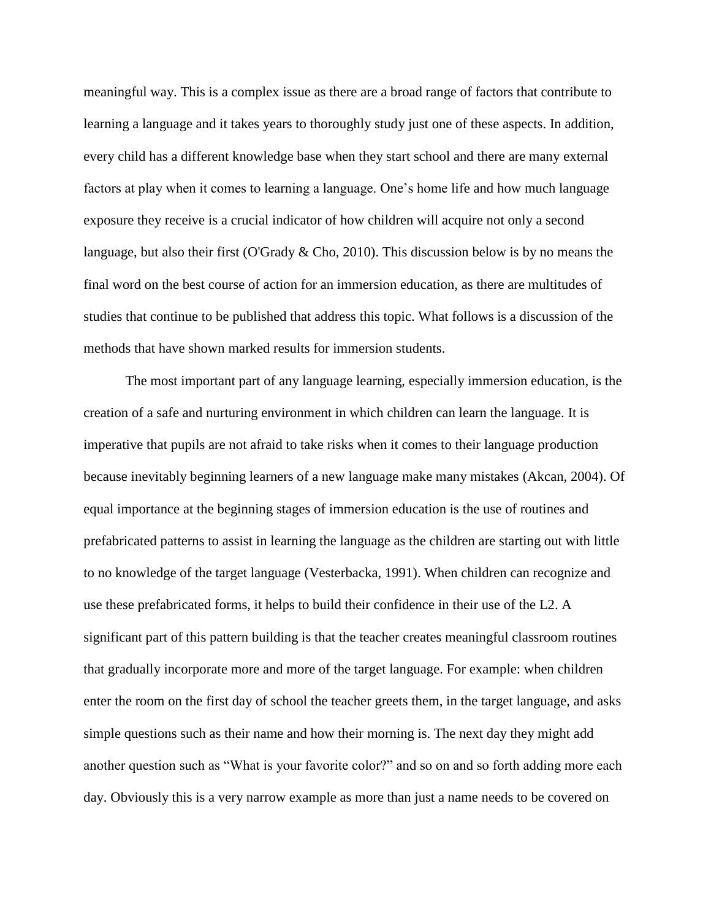meaningful way. This is a complex issue as there are a broad range of factors that contribute to learning a language and it takes years to thoroughly study just one of these aspects. In addition, every child has a different knowledge base when they start school and there are many external factors at play when it comes to learning a language. One's home life and how much language exposure they receive is a crucial indicator of how children will acquire not only a second language, but also their first (O'Grady & Cho, 2010). This discussion below is by no means the final word on the best course of action for an immersion education, as there are multitudes of studies that continue to be published that address this topic. What follows is a discussion of the methods that have shown marked results for immersion students.

The most important part of any language learning, especially immersion education, is the creation of a safe and nurturing environment in which children can learn the language. It is imperative that pupils are not afraid to take risks when it comes to their language production because inevitably beginning learners of a new language make many mistakes (Akcan, 2004). Of equal importance at the beginning stages of immersion education is the use of routines and prefabricated patterns to assist in learning the language as the children are starting out with little to no knowledge of the target language (Vesterbacka, 1991). When children can recognize and use these prefabricated forms, it helps to build their confidence in their use of the L2. A significant part of this pattern building is that the teacher creates meaningful classroom routines that gradually incorporate more and more of the target language. For example: when children enter the room on the first day of school the teacher greets them, in the target language, and asks simple questions such as their name and how their morning is. The next day they might add another question such as "What is your favorite color?" and so on and so forth adding more each day. Obviously this is a very narrow example as more than just a name needs to be covered on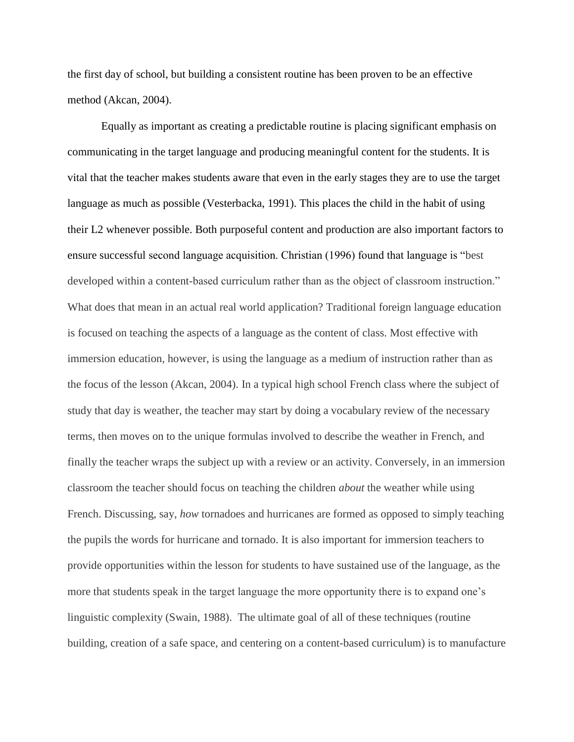the first day of school, but building a consistent routine has been proven to be an effective method (Akcan, 2004).

Equally as important as creating a predictable routine is placing significant emphasis on communicating in the target language and producing meaningful content for the students. It is vital that the teacher makes students aware that even in the early stages they are to use the target language as much as possible (Vesterbacka, 1991). This places the child in the habit of using their L2 whenever possible. Both purposeful content and production are also important factors to ensure successful second language acquisition. Christian (1996) found that language is "best developed within a content-based curriculum rather than as the object of classroom instruction." What does that mean in an actual real world application? Traditional foreign language education is focused on teaching the aspects of a language as the content of class. Most effective with immersion education, however, is using the language as a medium of instruction rather than as the focus of the lesson (Akcan, 2004). In a typical high school French class where the subject of study that day is weather, the teacher may start by doing a vocabulary review of the necessary terms, then moves on to the unique formulas involved to describe the weather in French, and finally the teacher wraps the subject up with a review or an activity. Conversely, in an immersion classroom the teacher should focus on teaching the children *about* the weather while using French. Discussing, say, *how* tornadoes and hurricanes are formed as opposed to simply teaching the pupils the words for hurricane and tornado. It is also important for immersion teachers to provide opportunities within the lesson for students to have sustained use of the language, as the more that students speak in the target language the more opportunity there is to expand one's linguistic complexity (Swain, 1988). The ultimate goal of all of these techniques (routine building, creation of a safe space, and centering on a content-based curriculum) is to manufacture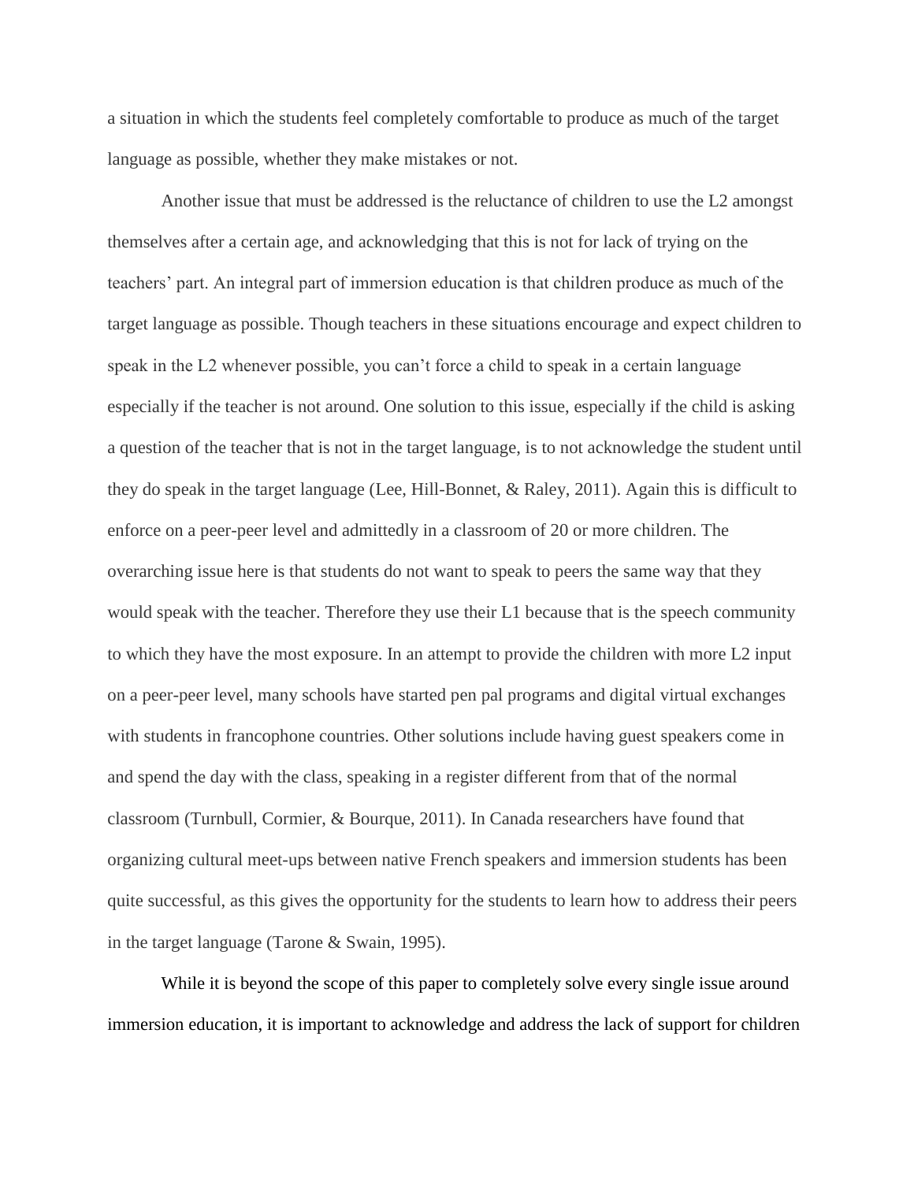a situation in which the students feel completely comfortable to produce as much of the target language as possible, whether they make mistakes or not.

Another issue that must be addressed is the reluctance of children to use the L2 amongst themselves after a certain age, and acknowledging that this is not for lack of trying on the teachers' part. An integral part of immersion education is that children produce as much of the target language as possible. Though teachers in these situations encourage and expect children to speak in the L2 whenever possible, you can't force a child to speak in a certain language especially if the teacher is not around. One solution to this issue, especially if the child is asking a question of the teacher that is not in the target language, is to not acknowledge the student until they do speak in the target language (Lee, Hill-Bonnet, & Raley, 2011). Again this is difficult to enforce on a peer-peer level and admittedly in a classroom of 20 or more children. The overarching issue here is that students do not want to speak to peers the same way that they would speak with the teacher. Therefore they use their L1 because that is the speech community to which they have the most exposure. In an attempt to provide the children with more L2 input on a peer-peer level, many schools have started pen pal programs and digital virtual exchanges with students in francophone countries. Other solutions include having guest speakers come in and spend the day with the class, speaking in a register different from that of the normal classroom (Turnbull, Cormier, & Bourque, 2011). In Canada researchers have found that organizing cultural meet-ups between native French speakers and immersion students has been quite successful, as this gives the opportunity for the students to learn how to address their peers in the target language (Tarone & Swain, 1995).

While it is beyond the scope of this paper to completely solve every single issue around immersion education, it is important to acknowledge and address the lack of support for children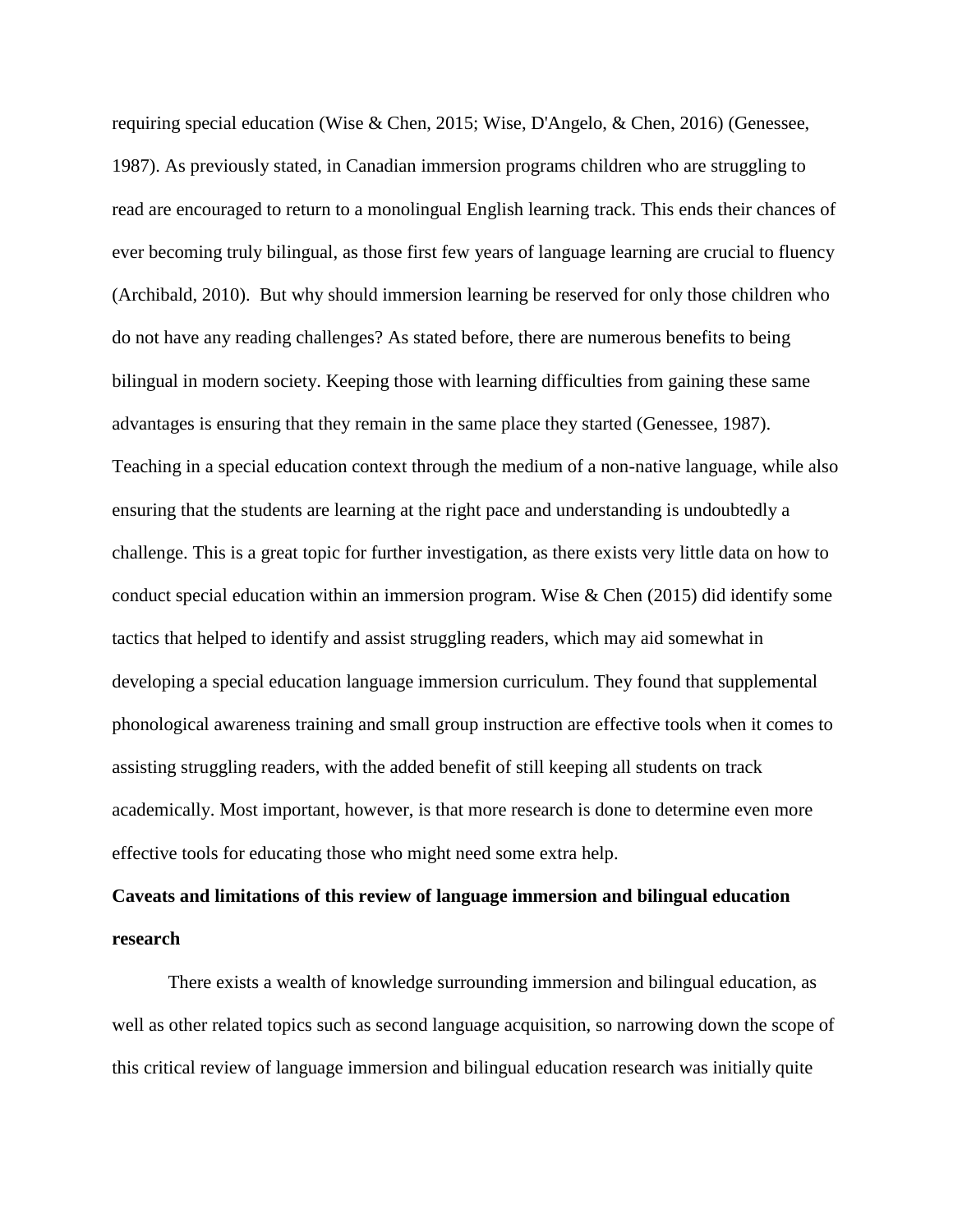requiring special education (Wise & Chen, 2015; Wise, D'Angelo, & Chen, 2016) (Genessee, 1987). As previously stated, in Canadian immersion programs children who are struggling to read are encouraged to return to a monolingual English learning track. This ends their chances of ever becoming truly bilingual, as those first few years of language learning are crucial to fluency (Archibald, 2010). But why should immersion learning be reserved for only those children who do not have any reading challenges? As stated before, there are numerous benefits to being bilingual in modern society. Keeping those with learning difficulties from gaining these same advantages is ensuring that they remain in the same place they started (Genessee, 1987). Teaching in a special education context through the medium of a non-native language, while also ensuring that the students are learning at the right pace and understanding is undoubtedly a challenge. This is a great topic for further investigation, as there exists very little data on how to conduct special education within an immersion program. Wise & Chen (2015) did identify some tactics that helped to identify and assist struggling readers, which may aid somewhat in developing a special education language immersion curriculum. They found that supplemental phonological awareness training and small group instruction are effective tools when it comes to assisting struggling readers, with the added benefit of still keeping all students on track academically. Most important, however, is that more research is done to determine even more effective tools for educating those who might need some extra help.

**Caveats and limitations of this review of language immersion and bilingual education research**

There exists a wealth of knowledge surrounding immersion and bilingual education, as well as other related topics such as second language acquisition, so narrowing down the scope of this critical review of language immersion and bilingual education research was initially quite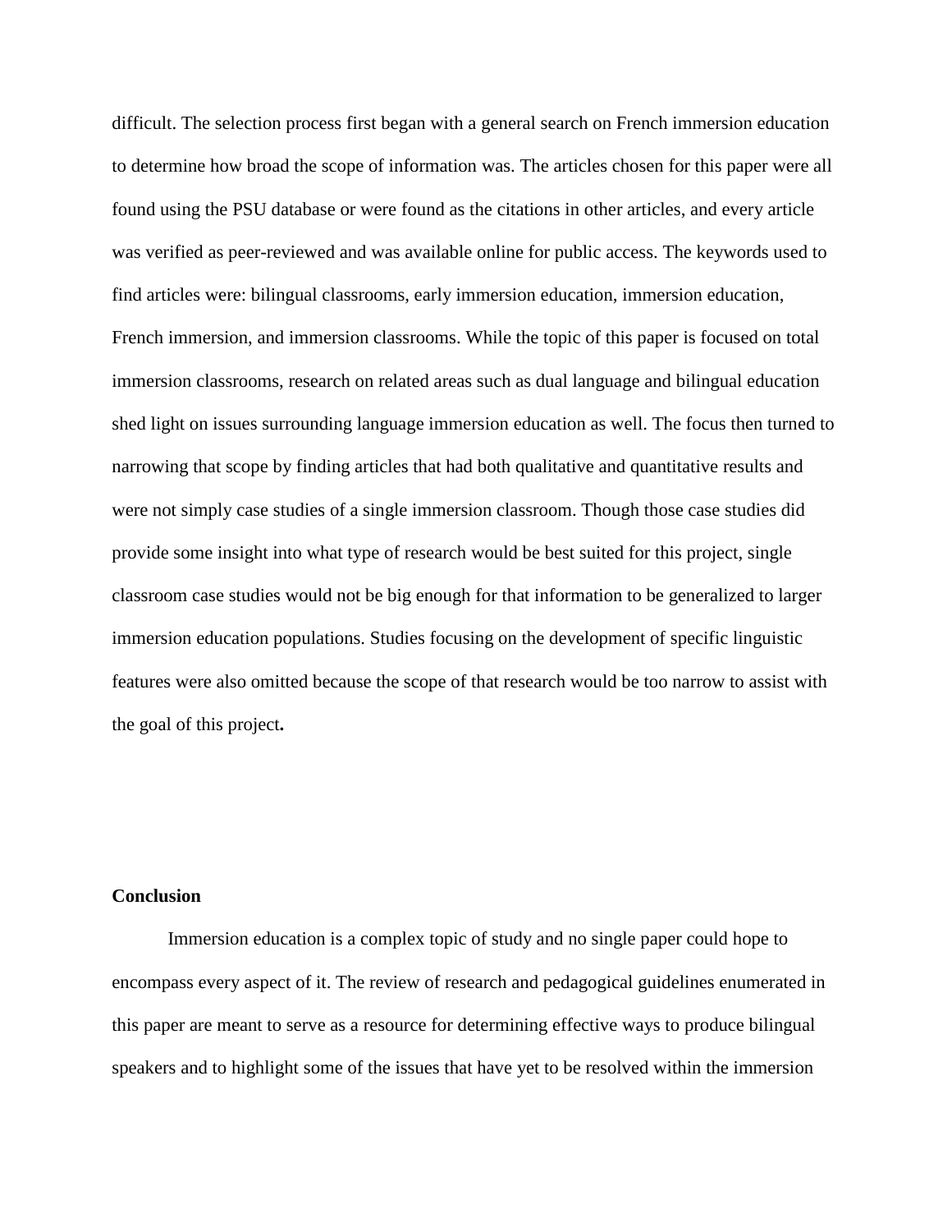difficult. The selection process first began with a general search on French immersion education to determine how broad the scope of information was. The articles chosen for this paper were all found using the PSU database or were found as the citations in other articles, and every article was verified as peer-reviewed and was available online for public access. The keywords used to find articles were: bilingual classrooms, early immersion education, immersion education, French immersion, and immersion classrooms. While the topic of this paper is focused on total immersion classrooms, research on related areas such as dual language and bilingual education shed light on issues surrounding language immersion education as well. The focus then turned to narrowing that scope by finding articles that had both qualitative and quantitative results and were not simply case studies of a single immersion classroom. Though those case studies did provide some insight into what type of research would be best suited for this project, single classroom case studies would not be big enough for that information to be generalized to larger immersion education populations. Studies focusing on the development of specific linguistic features were also omitted because the scope of that research would be too narrow to assist with the goal of this project.

**Conclusion**

Immersion education is a complex topic of study and no single paper could hope to encompass every aspect of it. The review of research and pedagogical guidelines enumerated in this paper are meant to serve as a resource for determining effective ways to produce bilingual speakers and to highlight some of the issues that have yet to be resolved within the immersion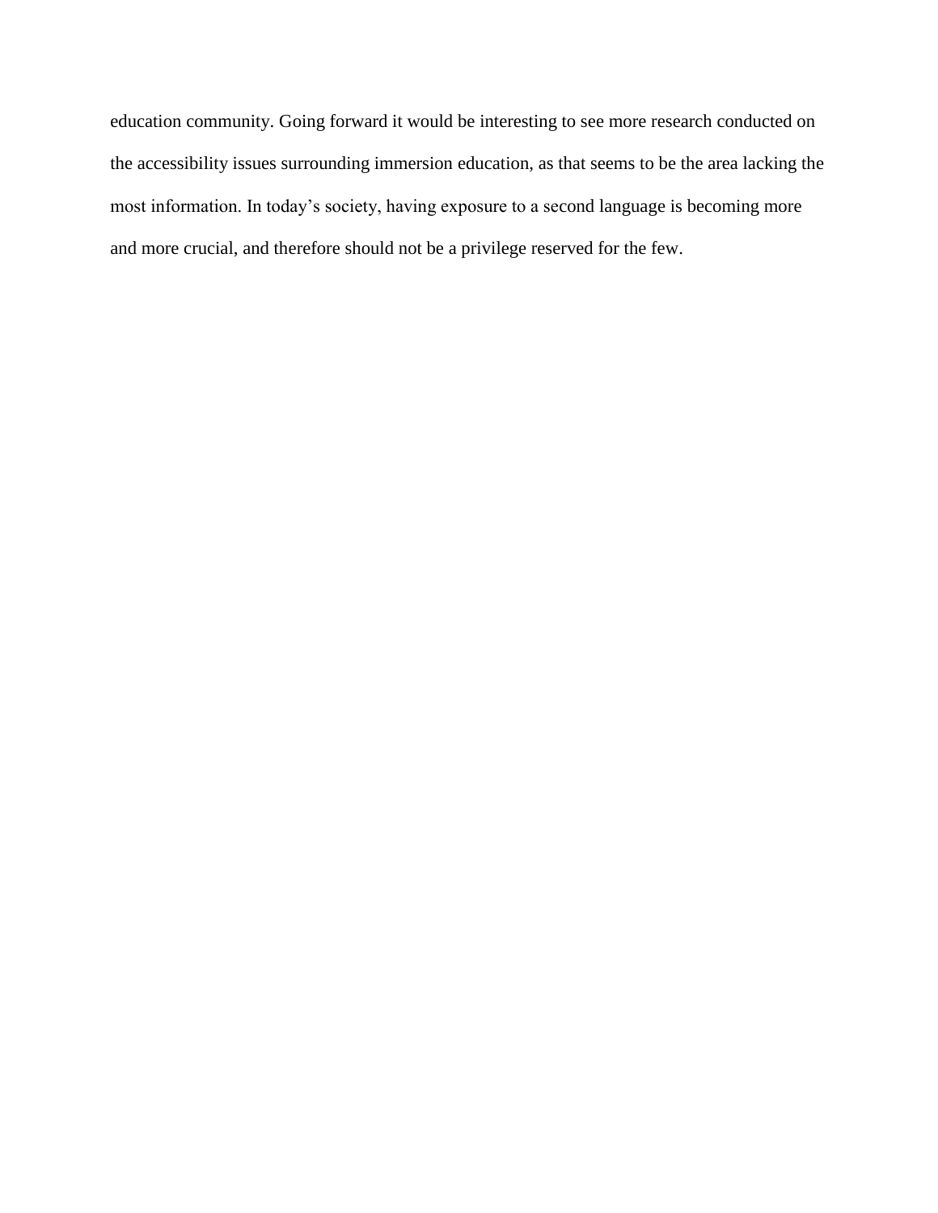education community. Going forward it would be interesting to see more research conducted on the accessibility issues surrounding immersion education, as that seems to be the area lacking the most information. In today's society, having exposure to a second language is becoming more and more crucial, and therefore should not be a privilege reserved for the few.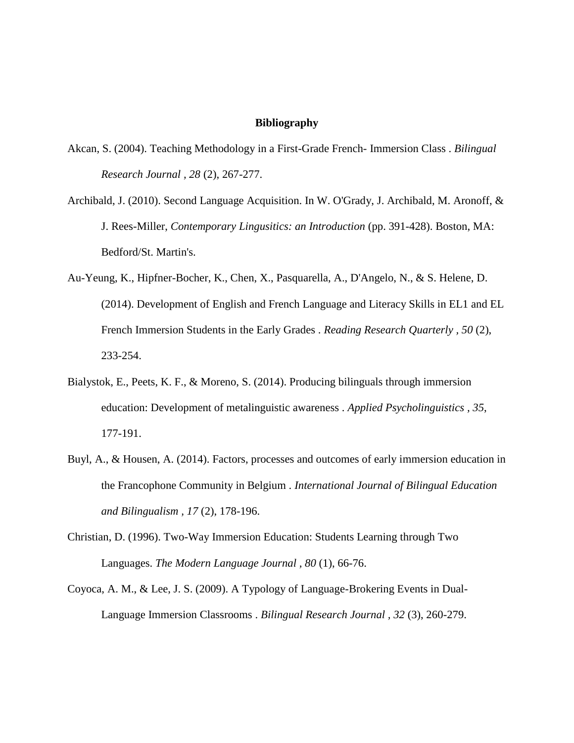**Bibliography**

Akcan, S. (2004). Teaching Methodology in a First-Grade French- Immersion Class . *Bilingual Research Journal , 28* (2), 267-277.

Archibald, J. (2010). Second Language Acquisition. In W. O'Grady, J. Archibald, M. Aronoff, & J. Rees-Miller, *Contemporary Lingusitics: an Introduction* (pp. 391-428). Boston, MA: Bedford/St. Martin's.

Au-Yeung, K., Hipfner-Bocher, K., Chen, X., Pasquarella, A., D'Angelo, N., & S. Helene, D. (2014). Development of English and French Language and Literacy Skills in EL1 and EL French Immersion Students in the Early Grades . *Reading Research Quarterly , 50* (2), 233-254.

Bialystok, E., Peets, K. F., & Moreno, S. (2014). Producing bilinguals through immersion education: Development of metalinguistic awareness . *Applied Psycholinguistics , 35*, 177-191.

Buyl, A., & Housen, A. (2014). Factors, processes and outcomes of early immersion education in the Francophone Community in Belgium . *International Journal of Bilingual Education and Bilingualism , 17* (2), 178-196.

Christian, D. (1996). Two-Way Immersion Education: Students Learning through Two Languages. *The Modern Language Journal , 80* (1), 66-76.

Coyoca, A. M., & Lee, J. S. (2009). A Typology of Language-Brokering Events in Dual-Language Immersion Classrooms . *Bilingual Research Journal , 32* (3), 260-279.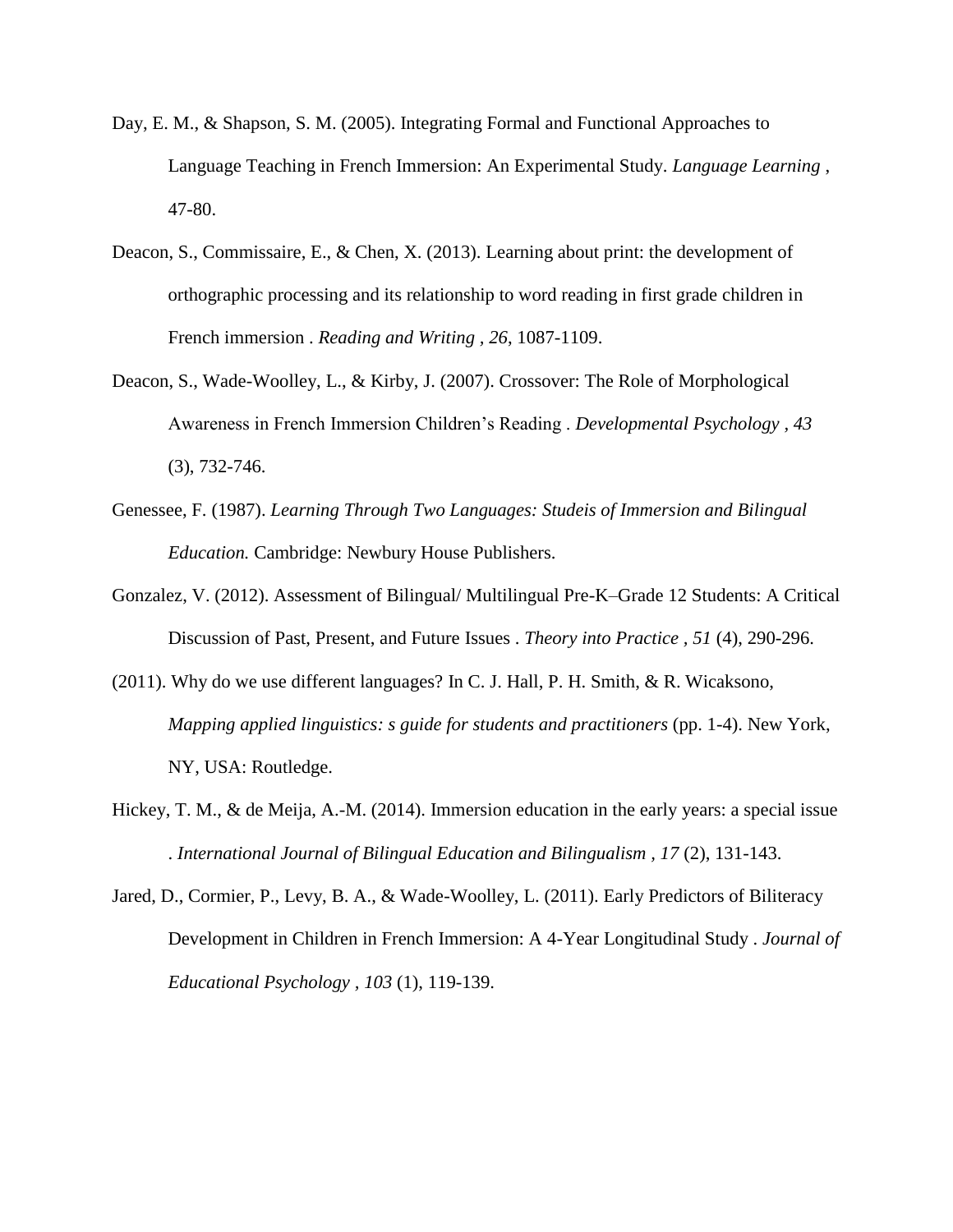Day, E. M., & Shapson, S. M. (2005). Integrating Formal and Functional Approaches to Language Teaching in French Immersion: An Experimental Study. *Language Learning* , 47-80.

Deacon, S., Commissaire, E., & Chen, X. (2013). Learning about print: the development of orthographic processing and its relationship to word reading in first grade children in French immersion . *Reading and Writing* , *26*, 1087-1109.

Deacon, S., Wade-Woolley, L., & Kirby, J. (2007). Crossover: The Role of Morphological Awareness in French Immersion Children's Reading . *Developmental Psychology* , *43* (3), 732-746.

Genessee, F. (1987). *Learning Through Two Languages: Studeis of Immersion and Bilingual Education.* Cambridge: Newbury House Publishers.

Gonzalez, V. (2012). Assessment of Bilingual/ Multilingual Pre-K–Grade 12 Students: A Critical Discussion of Past, Present, and Future Issues . *Theory into Practice* , *51* (4), 290-296.

(2011). Why do we use different languages? In C. J. Hall, P. H. Smith, & R. Wicaksono, *Mapping applied linguistics: s guide for students and practitioners* (pp. 1-4). New York, NY, USA: Routledge.

Hickey, T. M., & de Meija, A.-M. (2014). Immersion education in the early years: a special issue . *International Journal of Bilingual Education and Bilingualism* , *17* (2), 131-143.

Jared, D., Cormier, P., Levy, B. A., & Wade-Woolley, L. (2011). Early Predictors of Biliteracy Development in Children in French Immersion: A 4-Year Longitudinal Study . *Journal of Educational Psychology* , *103* (1), 119-139.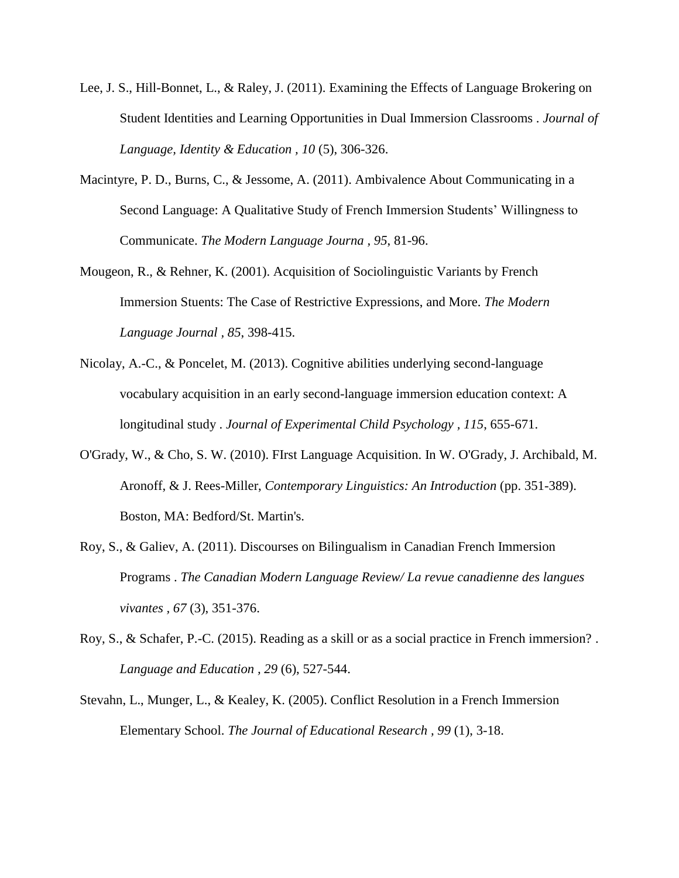Lee, J. S., Hill-Bonnet, L., & Raley, J. (2011). Examining the Effects of Language Brokering on Student Identities and Learning Opportunities in Dual Immersion Classrooms . *Journal of Language, Identity & Education* , *10* (5), 306-326.

Macintyre, P. D., Burns, C., & Jessome, A. (2011). Ambivalence About Communicating in a Second Language: A Qualitative Study of French Immersion Students' Willingness to Communicate. *The Modern Language Journa* , *95*, 81-96.

Mougeon, R., & Rehner, K. (2001). Acquisition of Sociolinguistic Variants by French Immersion Stuents: The Case of Restrictive Expressions, and More. *The Modern Language Journal* , *85*, 398-415.

Nicolay, A.-C., & Poncelet, M. (2013). Cognitive abilities underlying second-language vocabulary acquisition in an early second-language immersion education context: A longitudinal study . *Journal of Experimental Child Psychology* , *115*, 655-671.

O'Grady, W., & Cho, S. W. (2010). FIrst Language Acquisition. In W. O'Grady, J. Archibald, M. Aronoff, & J. Rees-Miller, *Contemporary Linguistics: An Introduction* (pp. 351-389). Boston, MA: Bedford/St. Martin's.

Roy, S., & Galiev, A. (2011). Discourses on Bilingualism in Canadian French Immersion Programs . *The Canadian Modern Language Review/ La revue canadienne des langues vivantes* , *67* (3), 351-376.

Roy, S., & Schafer, P.-C. (2015). Reading as a skill or as a social practice in French immersion? . *Language and Education* , *29* (6), 527-544.

Stevahn, L., Munger, L., & Kealey, K. (2005). Conflict Resolution in a French Immersion Elementary School. *The Journal of Educational Research* , *99* (1), 3-18.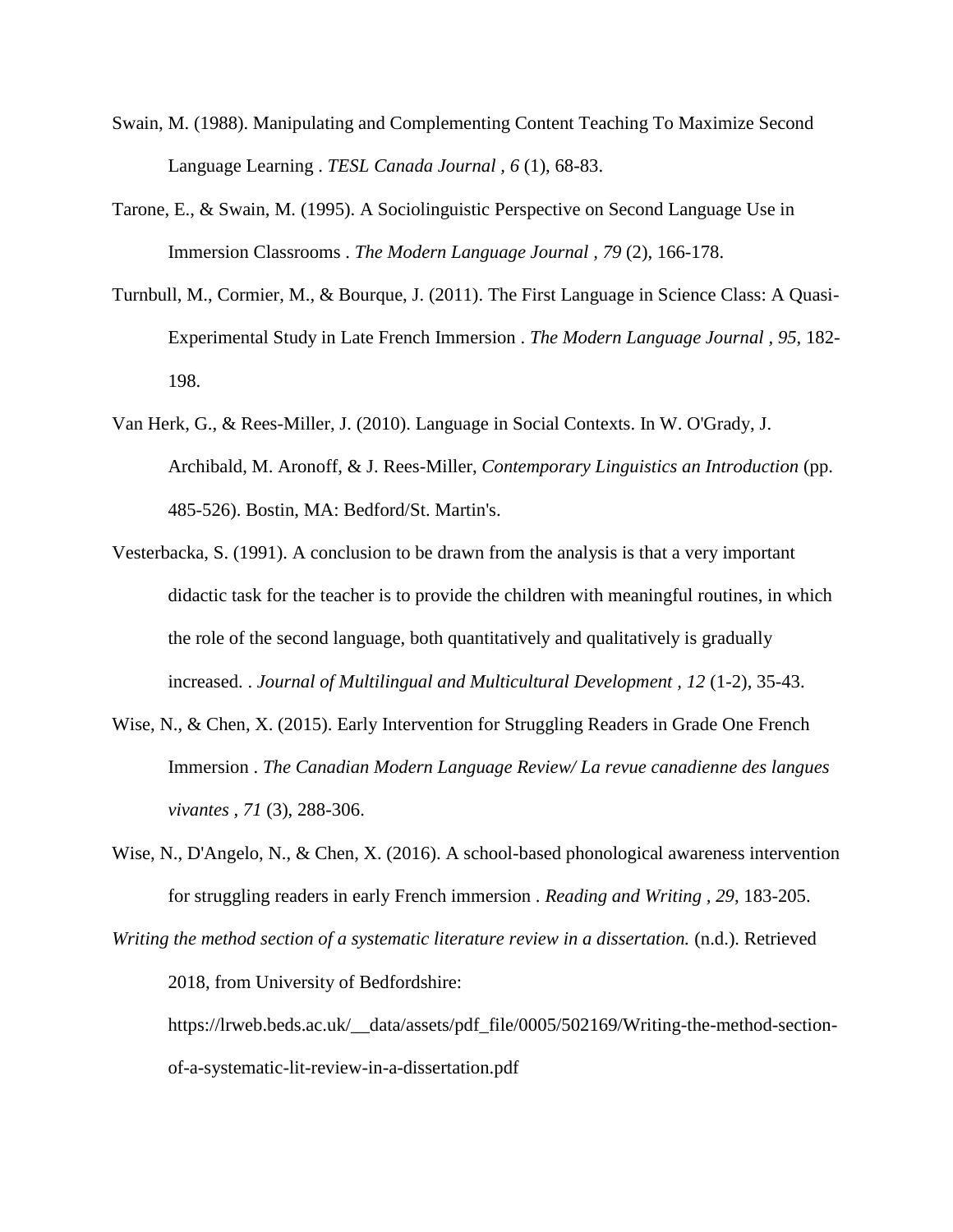Swain, M. (1988). Manipulating and Complementing Content Teaching To Maximize Second Language Learning . *TESL Canada Journal , 6* (1), 68-83.

Tarone, E., & Swain, M. (1995). A Sociolinguistic Perspective on Second Language Use in Immersion Classrooms . *The Modern Language Journal , 79* (2), 166-178.

Turnbull, M., Cormier, M., & Bourque, J. (2011). The First Language in Science Class: A Quasi-Experimental Study in Late French Immersion . *The Modern Language Journal , 95*, 182-198.

Van Herk, G., & Rees-Miller, J. (2010). Language in Social Contexts. In W. O'Grady, J. Archibald, M. Aronoff, & J. Rees-Miller, *Contemporary Linguistics an Introduction* (pp. 485-526). Bostin, MA: Bedford/St. Martin's.

Vesterbacka, S. (1991). A conclusion to be drawn from the analysis is that a very important didactic task for the teacher is to provide the children with meaningful routines, in which the role of the second language, both quantitatively and qualitatively is gradually increased. . *Journal of Multilingual and Multicultural Development , 12* (1-2), 35-43.

Wise, N., & Chen, X. (2015). Early Intervention for Struggling Readers in Grade One French Immersion . *The Canadian Modern Language Review/ La revue canadienne des langues vivantes , 71* (3), 288-306.

Wise, N., D'Angelo, N., & Chen, X. (2016). A school-based phonological awareness intervention for struggling readers in early French immersion . *Reading and Writing , 29*, 183-205.

*Writing the method section of a systematic literature review in a dissertation.* (n.d.). Retrieved 2018, from University of Bedfordshire: https://lrweb.beds.ac.uk/__data/assets/pdf_file/0005/502169/Writing-the-method-section-of-a-systematic-lit-review-in-a-dissertation.pdf